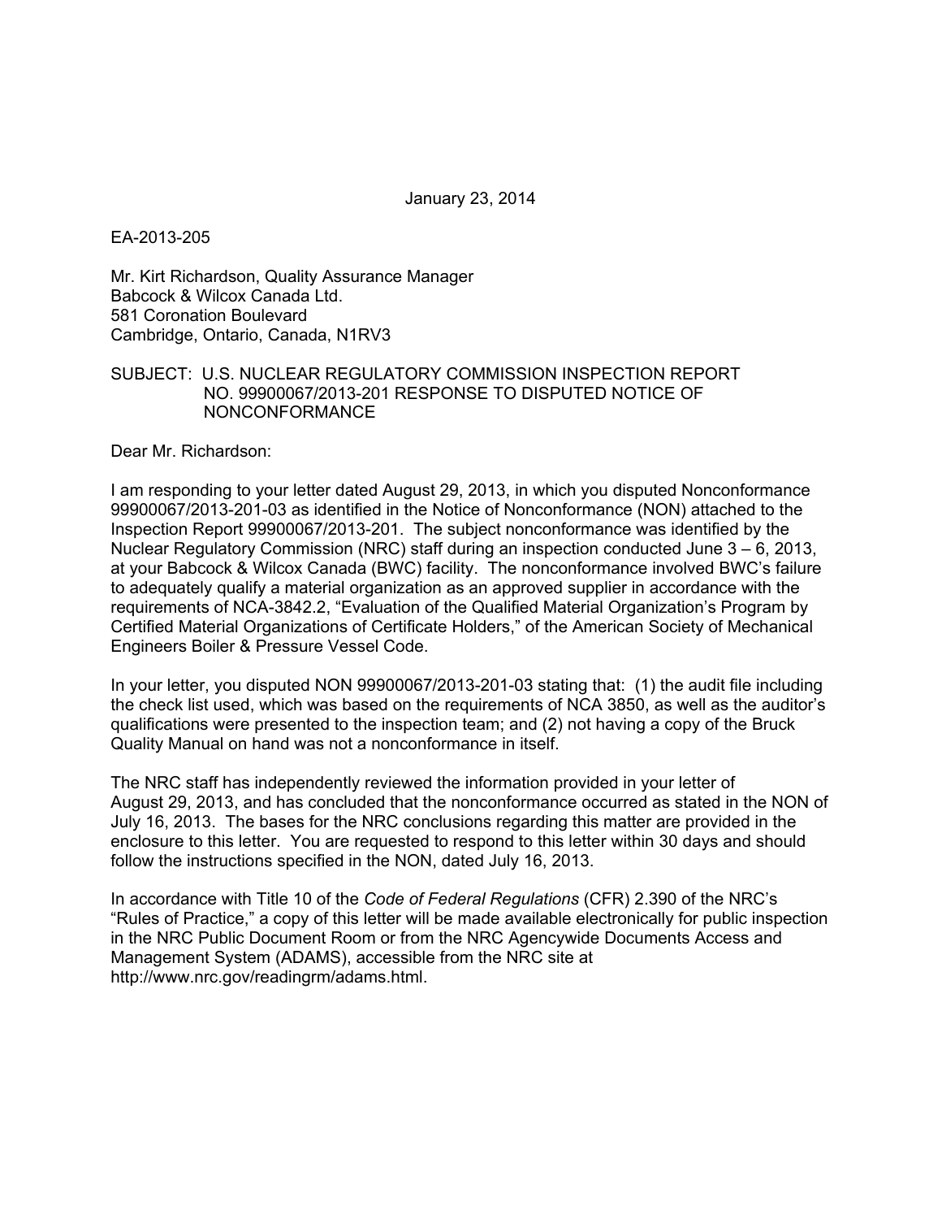January 23, 2014

EA-2013-205

Mr. Kirt Richardson, Quality Assurance Manager
Babcock & Wilcox Canada Ltd.
581 Coronation Boulevard
Cambridge, Ontario, Canada, N1RV3

SUBJECT: U.S. NUCLEAR REGULATORY COMMISSION INSPECTION REPORT NO. 99900067/2013-201 RESPONSE TO DISPUTED NOTICE OF NONCONFORMANCE

Dear Mr. Richardson:

I am responding to your letter dated August 29, 2013, in which you disputed Nonconformance 99900067/2013-201-03 as identified in the Notice of Nonconformance (NON) attached to the Inspection Report 99900067/2013-201. The subject nonconformance was identified by the Nuclear Regulatory Commission (NRC) staff during an inspection conducted June 3 – 6, 2013, at your Babcock & Wilcox Canada (BWC) facility. The nonconformance involved BWC's failure to adequately qualify a material organization as an approved supplier in accordance with the requirements of NCA-3842.2, "Evaluation of the Qualified Material Organization's Program by Certified Material Organizations of Certificate Holders," of the American Society of Mechanical Engineers Boiler & Pressure Vessel Code.

In your letter, you disputed NON 99900067/2013-201-03 stating that: (1) the audit file including the check list used, which was based on the requirements of NCA 3850, as well as the auditor's qualifications were presented to the inspection team; and (2) not having a copy of the Bruck Quality Manual on hand was not a nonconformance in itself.

The NRC staff has independently reviewed the information provided in your letter of August 29, 2013, and has concluded that the nonconformance occurred as stated in the NON of July 16, 2013. The bases for the NRC conclusions regarding this matter are provided in the enclosure to this letter. You are requested to respond to this letter within 30 days and should follow the instructions specified in the NON, dated July 16, 2013.

In accordance with Title 10 of the *Code of Federal Regulations* (CFR) 2.390 of the NRC's "Rules of Practice," a copy of this letter will be made available electronically for public inspection in the NRC Public Document Room or from the NRC Agencywide Documents Access and Management System (ADAMS), accessible from the NRC site at http://www.nrc.gov/readingrm/adams.html.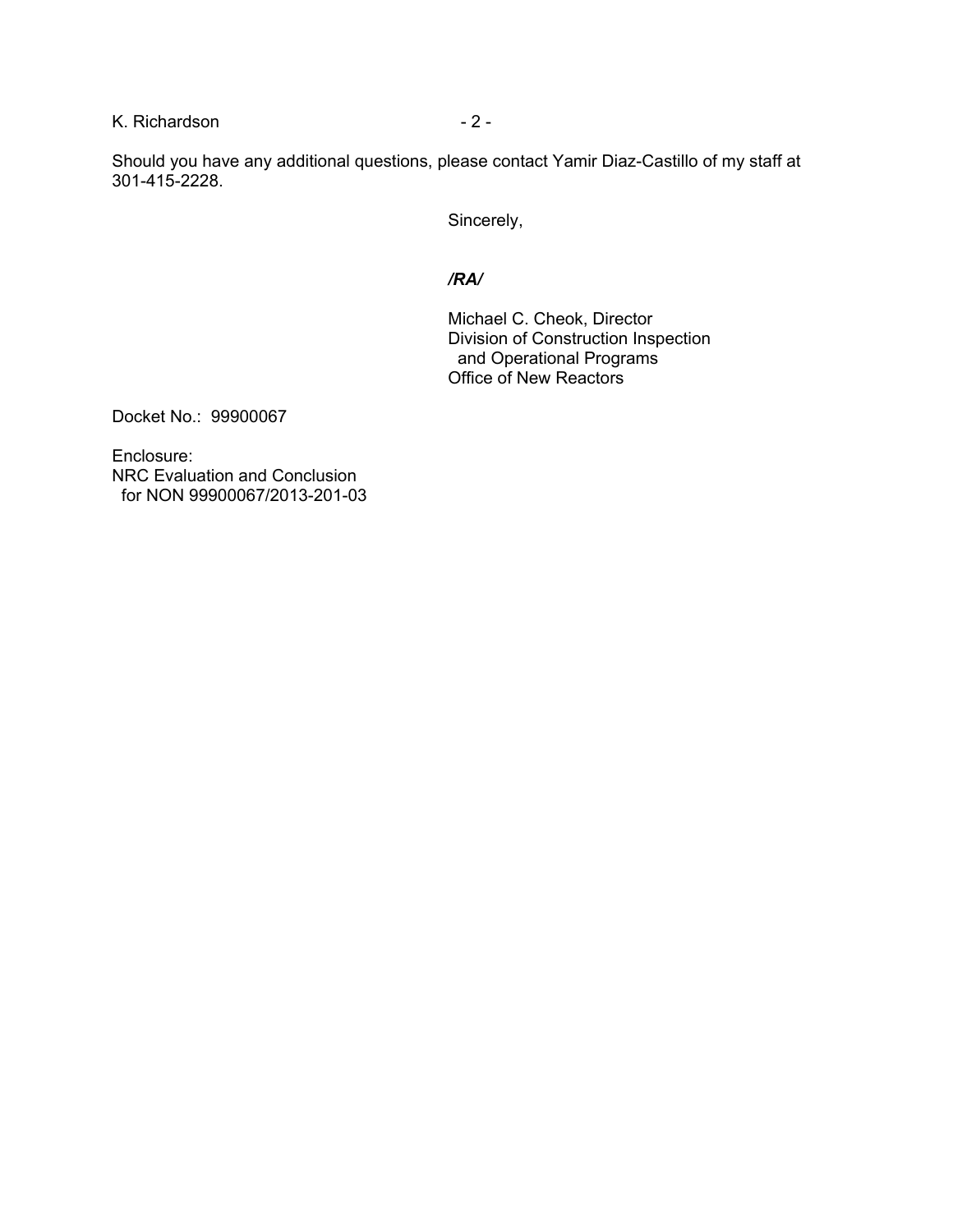Should you have any additional questions, please contact Yamir Diaz-Castillo of my staff at 301-415-2228.

Sincerely,

*/RA/*

Michael C. Cheok, Director
Division of Construction Inspection
and Operational Programs
Office of New Reactors

Docket No.: 99900067

Enclosure:
NRC Evaluation and Conclusion
for NON 99900067/2013-201-03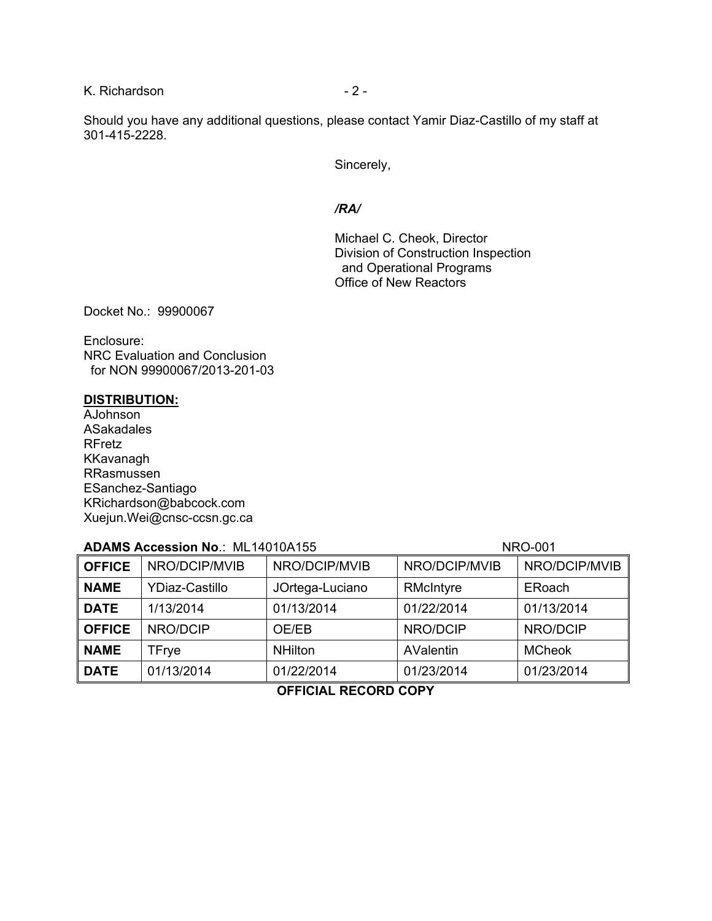Should you have any additional questions, please contact Yamir Diaz-Castillo of my staff at 301-415-2228.

Sincerely,

*/RA/*

Michael C. Cheok, Director
Division of Construction Inspection
and Operational Programs
Office of New Reactors

Docket No.: 99900067

Enclosure:
NRC Evaluation and Conclusion
for NON 99900067/2013-201-03

**DISTRIBUTION:**
AJohnson
ASakadales
RFretz
KKavanagh
RRasmussen
ESanchez-Santiago
KRichardson@babcock.com
Xuejun.Wei@cnsc-ccsn.gc.ca

**ADAMS Accession No**.: ML14010A155 NRO-001

| OFFICE | NRO/DCIP/MVIB | NRO/DCIP/MVIB | NRO/DCIP/MVIB | NRO/DCIP/MVIB |
|---|---|---|---|---|
| NAME | YDiaz-Castillo | JOrtega-Luciano | RMcIntyre | ERoach |
| DATE | 1/13/2014 | 01/13/2014 | 01/22/2014 | 01/13/2014 |
| OFFICE | NRO/DCIP | OE/EB | NRO/DCIP | NRO/DCIP |
| NAME | TFrye | NHilton | AValentin | MCheok |
| DATE | 01/13/2014 | 01/22/2014 | 01/23/2014 | 01/23/2014 |

**OFFICIAL RECORD COPY**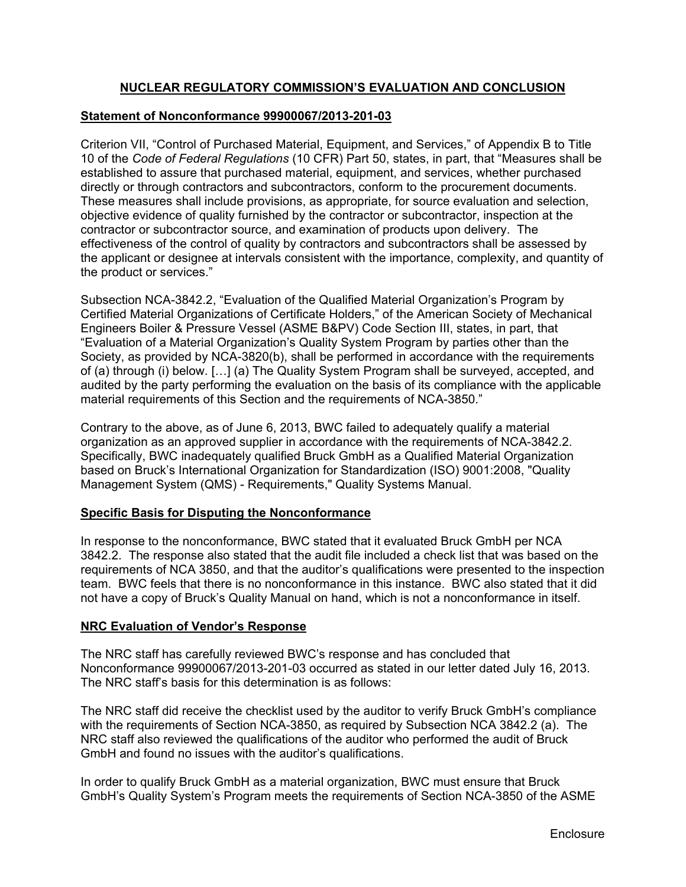## NUCLEAR REGULATORY COMMISSION'S EVALUATION AND CONCLUSION

### Statement of Nonconformance 99900067/2013-201-03

Criterion VII, "Control of Purchased Material, Equipment, and Services," of Appendix B to Title 10 of the *Code of Federal Regulations* (10 CFR) Part 50, states, in part, that "Measures shall be established to assure that purchased material, equipment, and services, whether purchased directly or through contractors and subcontractors, conform to the procurement documents. These measures shall include provisions, as appropriate, for source evaluation and selection, objective evidence of quality furnished by the contractor or subcontractor, inspection at the contractor or subcontractor source, and examination of products upon delivery. The effectiveness of the control of quality by contractors and subcontractors shall be assessed by the applicant or designee at intervals consistent with the importance, complexity, and quantity of the product or services."

Subsection NCA-3842.2, "Evaluation of the Qualified Material Organization's Program by Certified Material Organizations of Certificate Holders," of the American Society of Mechanical Engineers Boiler & Pressure Vessel (ASME B&PV) Code Section III, states, in part, that "Evaluation of a Material Organization's Quality System Program by parties other than the Society, as provided by NCA-3820(b), shall be performed in accordance with the requirements of (a) through (i) below. […] (a) The Quality System Program shall be surveyed, accepted, and audited by the party performing the evaluation on the basis of its compliance with the applicable material requirements of this Section and the requirements of NCA-3850."

Contrary to the above, as of June 6, 2013, BWC failed to adequately qualify a material organization as an approved supplier in accordance with the requirements of NCA-3842.2. Specifically, BWC inadequately qualified Bruck GmbH as a Qualified Material Organization based on Bruck's International Organization for Standardization (ISO) 9001:2008, "Quality Management System (QMS) - Requirements," Quality Systems Manual.

### Specific Basis for Disputing the Nonconformance

In response to the nonconformance, BWC stated that it evaluated Bruck GmbH per NCA 3842.2. The response also stated that the audit file included a check list that was based on the requirements of NCA 3850, and that the auditor's qualifications were presented to the inspection team. BWC feels that there is no nonconformance in this instance. BWC also stated that it did not have a copy of Bruck's Quality Manual on hand, which is not a nonconformance in itself.

### NRC Evaluation of Vendor's Response

The NRC staff has carefully reviewed BWC's response and has concluded that Nonconformance 99900067/2013-201-03 occurred as stated in our letter dated July 16, 2013. The NRC staff's basis for this determination is as follows:

The NRC staff did receive the checklist used by the auditor to verify Bruck GmbH's compliance with the requirements of Section NCA-3850, as required by Subsection NCA 3842.2 (a). The NRC staff also reviewed the qualifications of the auditor who performed the audit of Bruck GmbH and found no issues with the auditor's qualifications.

In order to qualify Bruck GmbH as a material organization, BWC must ensure that Bruck GmbH's Quality System's Program meets the requirements of Section NCA-3850 of the ASME

Enclosure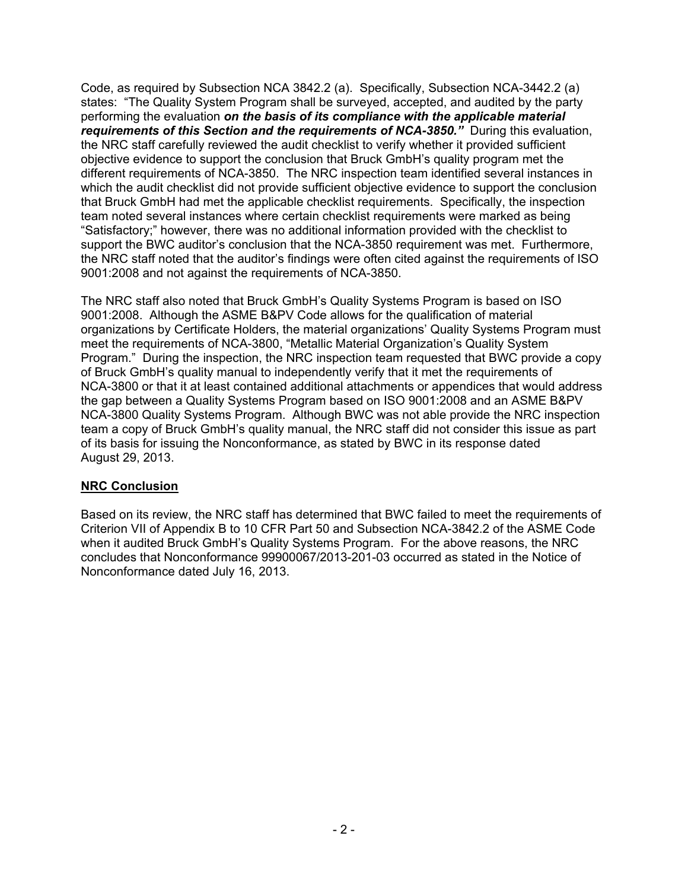Code, as required by Subsection NCA 3842.2 (a). Specifically, Subsection NCA-3442.2 (a) states: "The Quality System Program shall be surveyed, accepted, and audited by the party performing the evaluation ***on the basis of its compliance with the applicable material requirements of this Section and the requirements of NCA-3850."*** During this evaluation, the NRC staff carefully reviewed the audit checklist to verify whether it provided sufficient objective evidence to support the conclusion that Bruck GmbH's quality program met the different requirements of NCA-3850. The NRC inspection team identified several instances in which the audit checklist did not provide sufficient objective evidence to support the conclusion that Bruck GmbH had met the applicable checklist requirements. Specifically, the inspection team noted several instances where certain checklist requirements were marked as being "Satisfactory;" however, there was no additional information provided with the checklist to support the BWC auditor's conclusion that the NCA-3850 requirement was met. Furthermore, the NRC staff noted that the auditor's findings were often cited against the requirements of ISO 9001:2008 and not against the requirements of NCA-3850.

The NRC staff also noted that Bruck GmbH's Quality Systems Program is based on ISO 9001:2008. Although the ASME B&PV Code allows for the qualification of material organizations by Certificate Holders, the material organizations' Quality Systems Program must meet the requirements of NCA-3800, "Metallic Material Organization's Quality System Program." During the inspection, the NRC inspection team requested that BWC provide a copy of Bruck GmbH's quality manual to independently verify that it met the requirements of NCA-3800 or that it at least contained additional attachments or appendices that would address the gap between a Quality Systems Program based on ISO 9001:2008 and an ASME B&PV NCA-3800 Quality Systems Program. Although BWC was not able provide the NRC inspection team a copy of Bruck GmbH's quality manual, the NRC staff did not consider this issue as part of its basis for issuing the Nonconformance, as stated by BWC in its response dated August 29, 2013.

**NRC Conclusion**

Based on its review, the NRC staff has determined that BWC failed to meet the requirements of Criterion VII of Appendix B to 10 CFR Part 50 and Subsection NCA-3842.2 of the ASME Code when it audited Bruck GmbH's Quality Systems Program. For the above reasons, the NRC concludes that Nonconformance 99900067/2013-201-03 occurred as stated in the Notice of Nonconformance dated July 16, 2013.